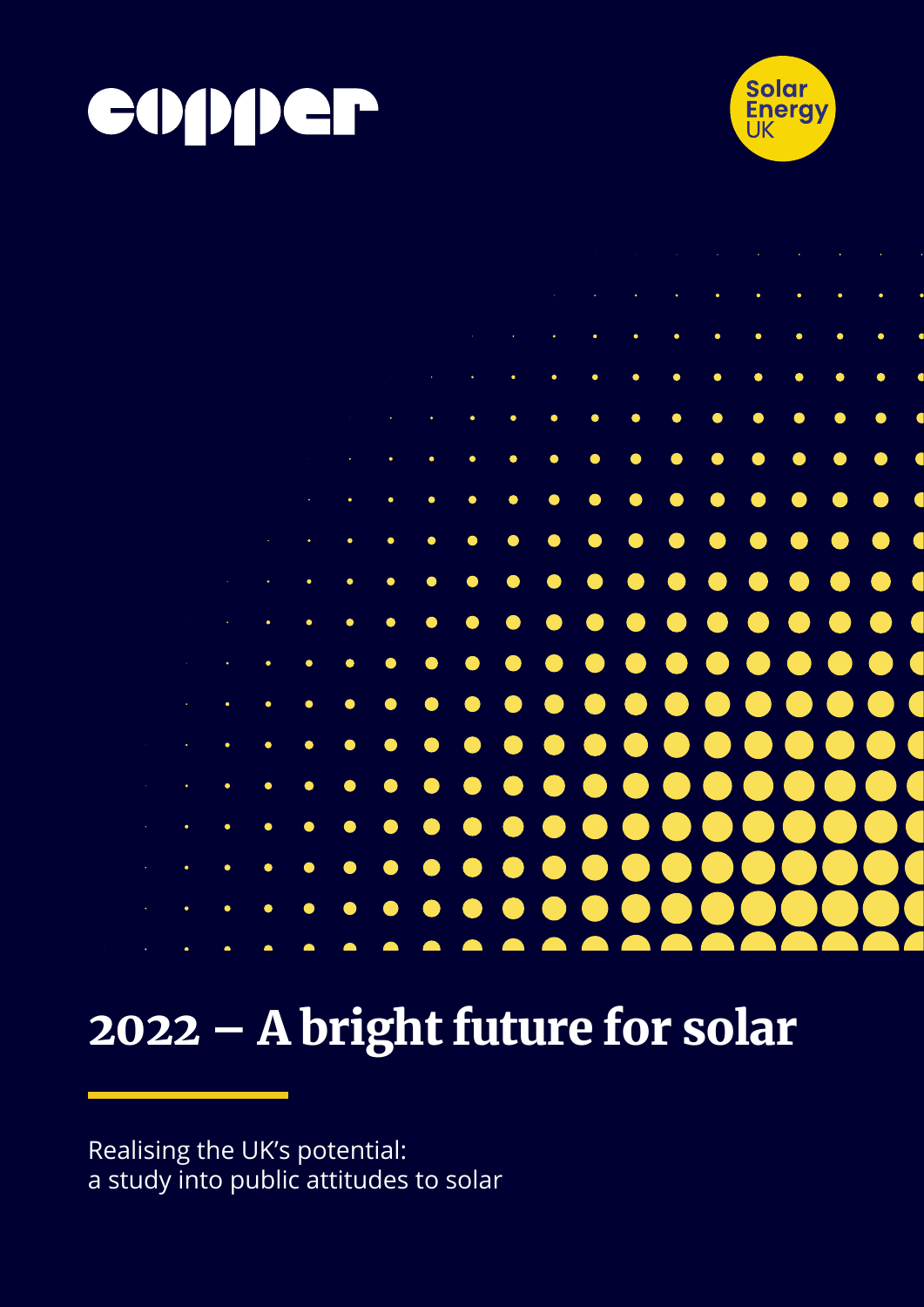copper

Solar Energy UK

# 2022 – A bright future for solar

Realising the UK's potential:
a study into public attitudes to solar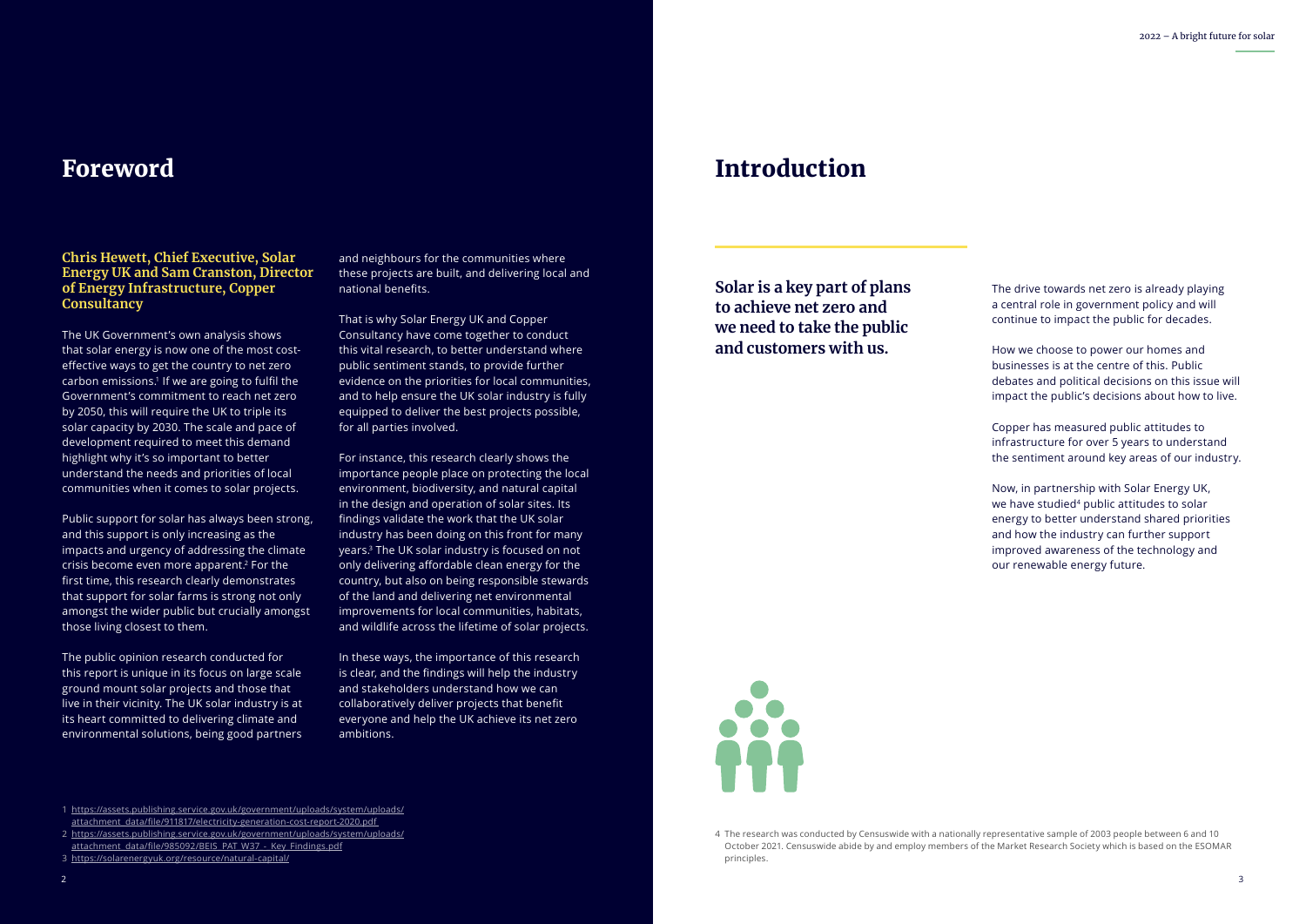# Foreword

**Chris Hewett, Chief Executive, Solar Energy UK and Sam Cranston, Director of Energy Infrastructure, Copper Consultancy**

The UK Government's own analysis shows that solar energy is now one of the most cost-effective ways to get the country to net zero carbon emissions.[1] If we are going to fulfil the Government's commitment to reach net zero by 2050, this will require the UK to triple its solar capacity by 2030. The scale and pace of development required to meet this demand highlight why it's so important to better understand the needs and priorities of local communities when it comes to solar projects.

Public support for solar has always been strong, and this support is only increasing as the impacts and urgency of addressing the climate crisis become even more apparent.[2] For the first time, this research clearly demonstrates that support for solar farms is strong not only amongst the wider public but crucially amongst those living closest to them.

The public opinion research conducted for this report is unique in its focus on large scale ground mount solar projects and those that live in their vicinity. The UK solar industry is at its heart committed to delivering climate and environmental solutions, being good partners and neighbours for the communities where these projects are built, and delivering local and national benefits.

That is why Solar Energy UK and Copper Consultancy have come together to conduct this vital research, to better understand where public sentiment stands, to provide further evidence on the priorities for local communities, and to help ensure the UK solar industry is fully equipped to deliver the best projects possible, for all parties involved.

For instance, this research clearly shows the importance people place on protecting the local environment, biodiversity, and natural capital in the design and operation of solar sites. Its findings validate the work that the UK solar industry has been doing on this front for many years.[3] The UK solar industry is focused on not only delivering affordable clean energy for the country, but also on being responsible stewards of the land and delivering net environmental improvements for local communities, habitats, and wildlife across the lifetime of solar projects.

In these ways, the importance of this research is clear, and the findings will help the industry and stakeholders understand how we can collaboratively deliver projects that benefit everyone and help the UK achieve its net zero ambitions.

1 https://assets.publishing.service.gov.uk/government/uploads/system/uploads/attachment_data/file/911817/electricity-generation-cost-report-2020.pdf

2 https://assets.publishing.service.gov.uk/government/uploads/system/uploads/attachment_data/file/985092/BEIS_PAT_W37_-_Key_Findings.pdf

3 https://solarenergyuk.org/resource/natural-capital/

# Introduction

**Solar is a key part of plans to achieve net zero and we need to take the public and customers with us.**

The drive towards net zero is already playing a central role in government policy and will continue to impact the public for decades.

How we choose to power our homes and businesses is at the centre of this. Public debates and political decisions on this issue will impact the public's decisions about how to live.

Copper has measured public attitudes to infrastructure for over 5 years to understand the sentiment around key areas of our industry.

Now, in partnership with Solar Energy UK, we have studied[4] public attitudes to solar energy to better understand shared priorities and how the industry can further support improved awareness of the technology and our renewable energy future.

4 The research was conducted by Censuswide with a nationally representative sample of 2003 people between 6 and 10 October 2021. Censuswide abide by and employ members of the Market Research Society which is based on the ESOMAR principles.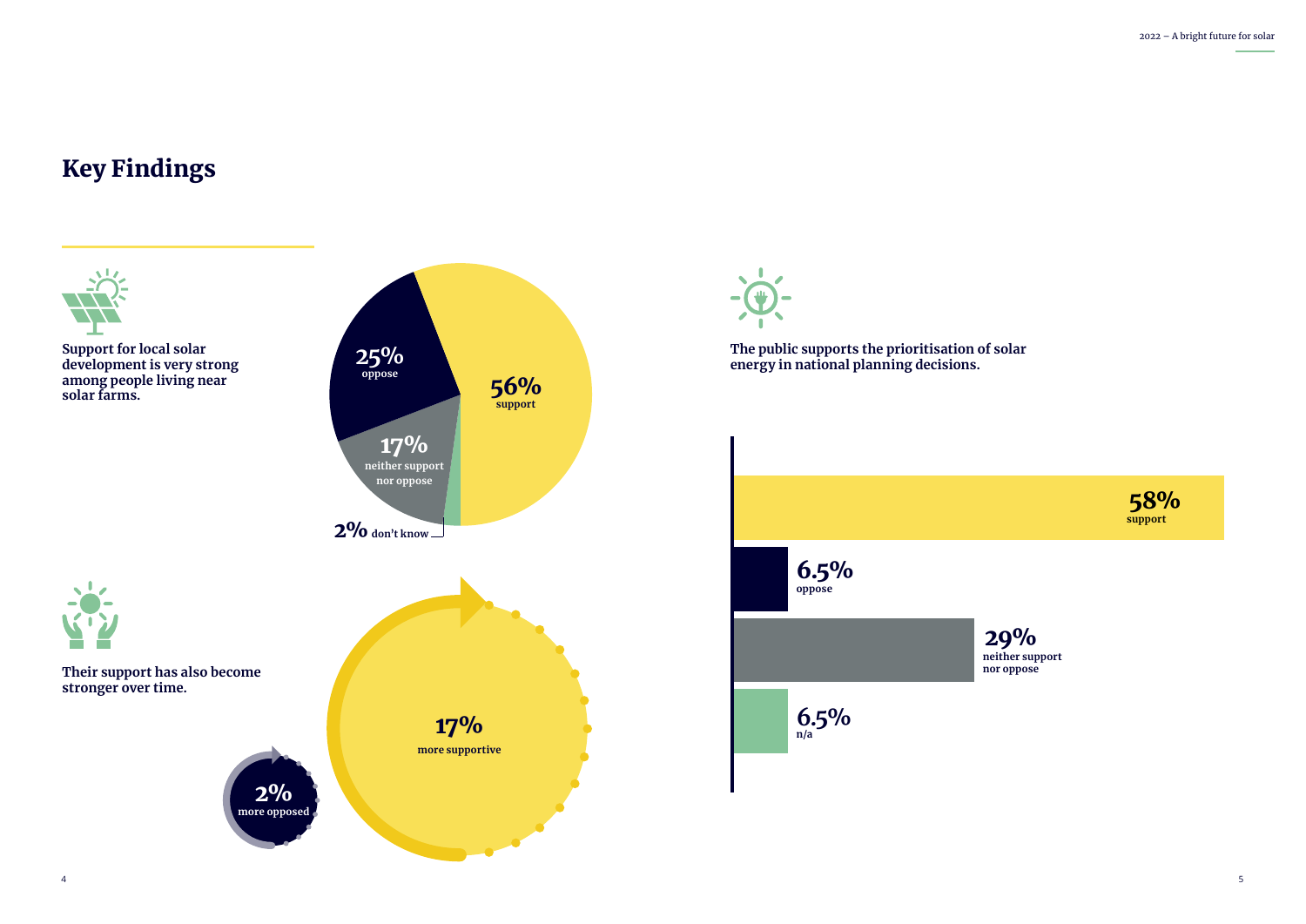# Key Findings

**Support for local solar development is very strong among people living near solar farms.**

**56%** support

**25%** oppose

**17%** neither support nor oppose

**2%** don't know

**Their support has also become stronger over time.**

**17%** more supportive

**2%** more opposed

**The public supports the prioritisation of solar energy in national planning decisions.**

**58%** support

**6.5%** oppose

**29%** neither support nor oppose

**6.5%** n/a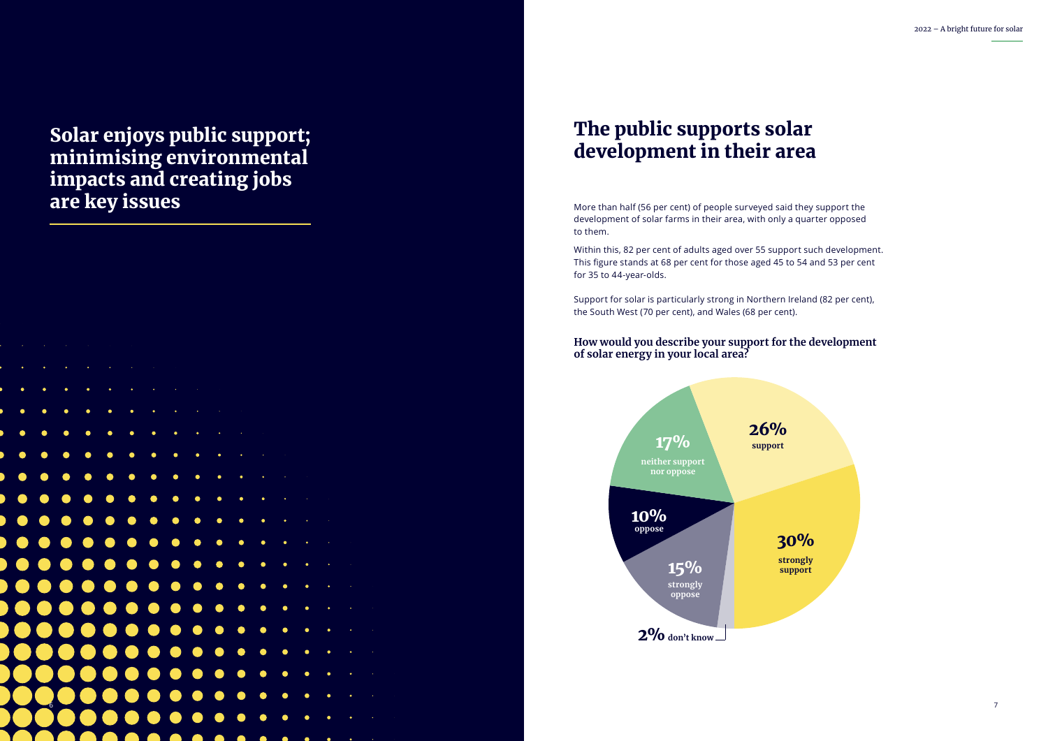# Solar enjoys public support; minimising environmental impacts and creating jobs are key issues

## The public supports solar development in their area

More than half (56 per cent) of people surveyed said they support the development of solar farms in their area, with only a quarter opposed to them.

Within this, 82 per cent of adults aged over 55 support such development. This figure stands at 68 per cent for those aged 45 to 54 and 53 per cent for 35 to 44-year-olds.

Support for solar is particularly strong in Northern Ireland (82 per cent), the South West (70 per cent), and Wales (68 per cent).

### How would you describe your support for the development of solar energy in your local area?

| Response | Share |
|---|---|
| strongly support | 30% |
| support | 26% |
| neither support nor oppose | 17% |
| oppose | 10% |
| strongly oppose | 15% |
| don't know | 2% |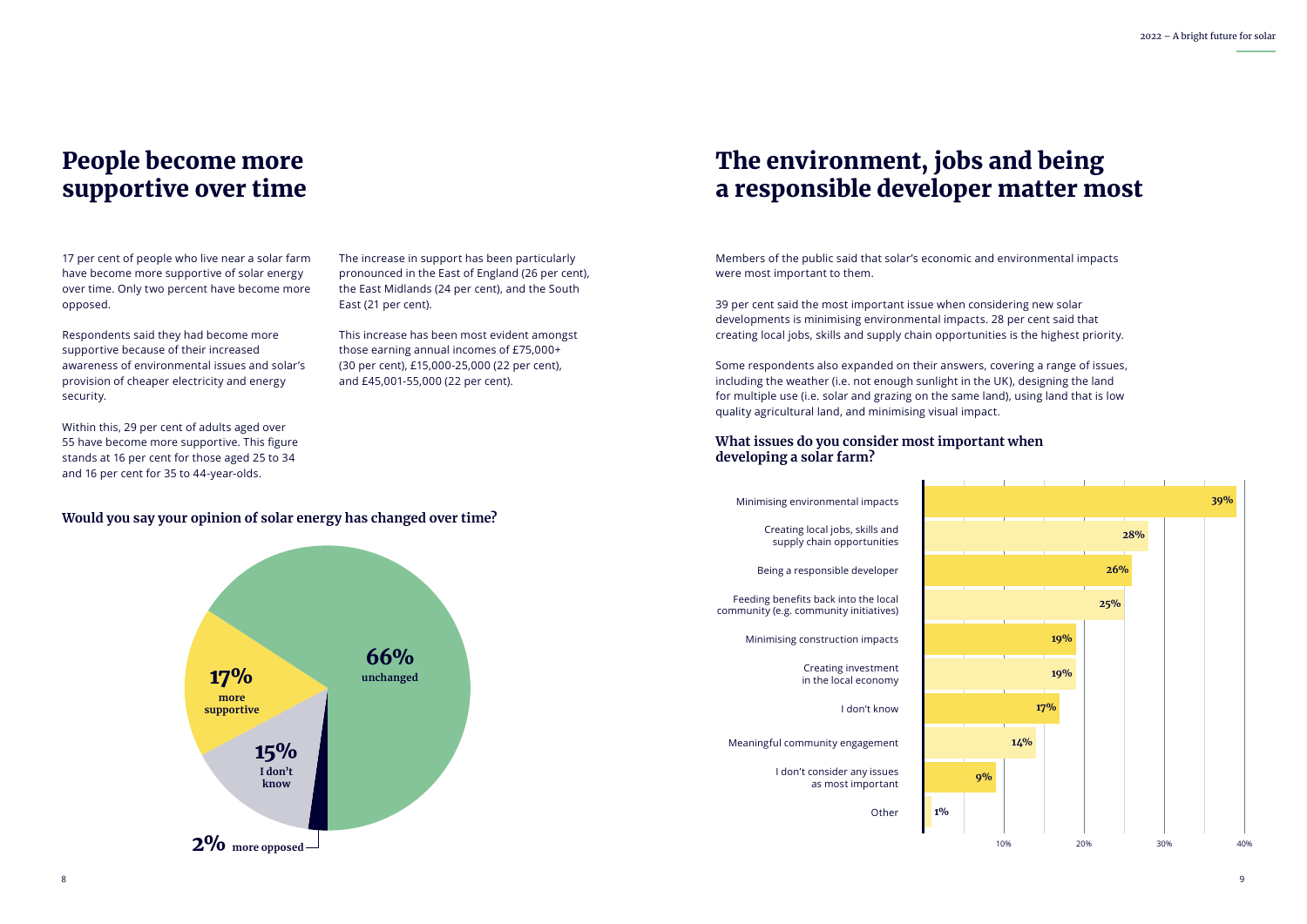# People become more supportive over time

17 per cent of people who live near a solar farm have become more supportive of solar energy over time. Only two percent have become more opposed.

Respondents said they had become more supportive because of their increased awareness of environmental issues and solar's provision of cheaper electricity and energy security.

Within this, 29 per cent of adults aged over 55 have become more supportive. This figure stands at 16 per cent for those aged 25 to 34 and 16 per cent for 35 to 44-year-olds.

The increase in support has been particularly pronounced in the East of England (26 per cent), the East Midlands (24 per cent), and the South East (21 per cent).

This increase has been most evident amongst those earning annual incomes of £75,000+ (30 per cent), £15,000-25,000 (22 per cent), and £45,001-55,000 (22 per cent).

### Would you say your opinion of solar energy has changed over time?

| Response | Percentage |
| --- | --- |
| unchanged | 66% |
| more supportive | 17% |
| I don't know | 15% |
| more opposed | 2% |

# The environment, jobs and being a responsible developer matter most

Members of the public said that solar's economic and environmental impacts were most important to them.

39 per cent said the most important issue when considering new solar developments is minimising environmental impacts. 28 per cent said that creating local jobs, skills and supply chain opportunities is the highest priority.

Some respondents also expanded on their answers, covering a range of issues, including the weather (i.e. not enough sunlight in the UK), designing the land for multiple use (i.e. solar and grazing on the same land), using land that is low quality agricultural land, and minimising visual impact.

### What issues do you consider most important when developing a solar farm?

| Issue | Percentage |
| --- | --- |
| Minimising environmental impacts | 39% |
| Creating local jobs, skills and supply chain opportunities | 28% |
| Being a responsible developer | 26% |
| Feeding benefits back into the local community (e.g. community initiatives) | 25% |
| Minimising construction impacts | 19% |
| Creating investment in the local economy | 19% |
| I don't know | 17% |
| Meaningful community engagement | 14% |
| I don't consider any issues as most important | 9% |
| Other | 1% |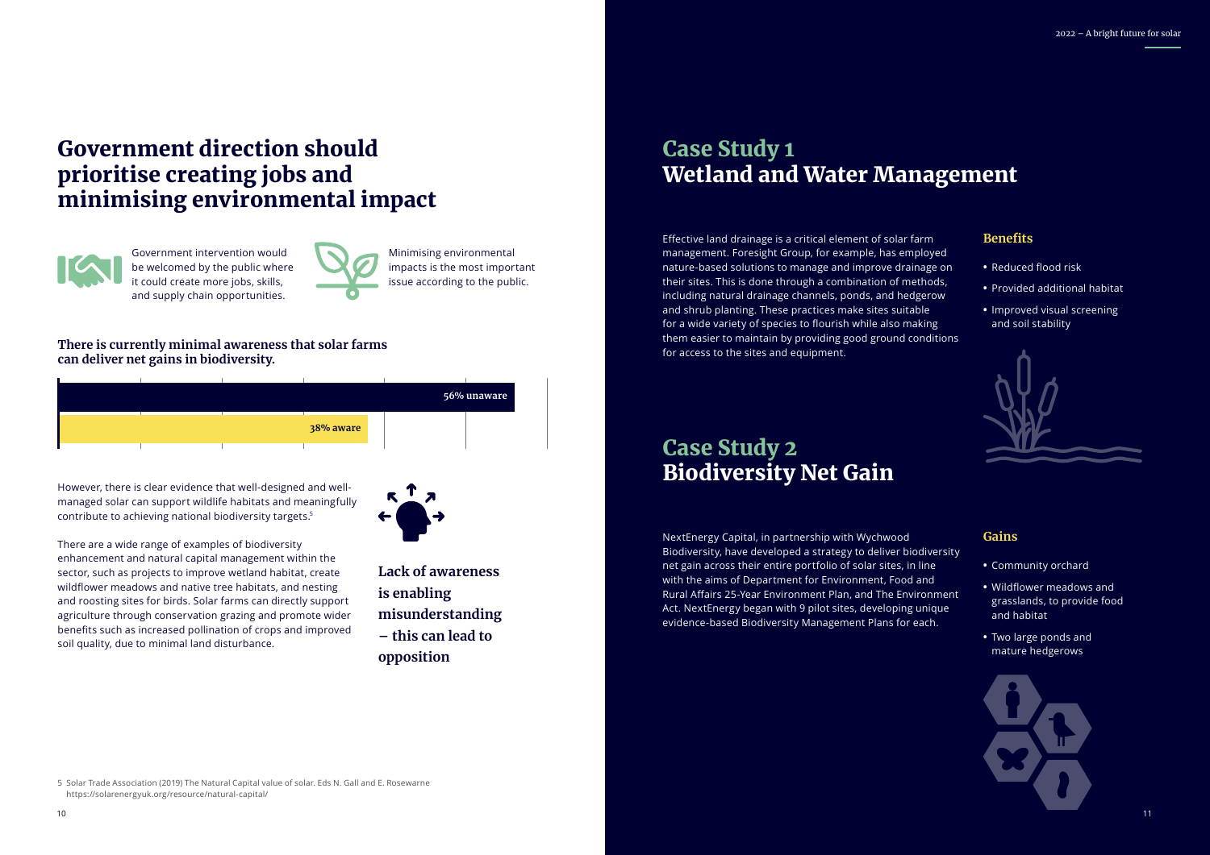# Government direction should prioritise creating jobs and minimising environmental impact

Government intervention would be welcomed by the public where it could create more jobs, skills, and supply chain opportunities.

Minimising environmental impacts is the most important issue according to the public.

**There is currently minimal awareness that solar farms can deliver net gains in biodiversity.**

**56% unaware**

**38% aware**

However, there is clear evidence that well-designed and well-managed solar can support wildlife habitats and meaningfully contribute to achieving national biodiversity targets.[5]

There are a wide range of examples of biodiversity enhancement and natural capital management within the sector, such as projects to improve wetland habitat, create wildflower meadows and native tree habitats, and nesting and roosting sites for birds. Solar farms can directly support agriculture through conservation grazing and promote wider benefits such as increased pollination of crops and improved soil quality, due to minimal land disturbance.

**Lack of awareness is enabling misunderstanding – this can lead to opposition**

5 Solar Trade Association (2019) The Natural Capital value of solar. Eds N. Gall and E. Rosewarne https://solarenergyuk.org/resource/natural-capital/

## Case Study 1
## Wetland and Water Management

Effective land drainage is a critical element of solar farm management. Foresight Group, for example, has employed nature-based solutions to manage and improve drainage on their sites. This is done through a combination of methods, including natural drainage channels, ponds, and hedgerow and shrub planting. These practices make sites suitable for a wide variety of species to flourish while also making them easier to maintain by providing good ground conditions for access to the sites and equipment.

### Benefits

- Reduced flood risk
- Provided additional habitat
- Improved visual screening and soil stability

## Case Study 2
## Biodiversity Net Gain

NextEnergy Capital, in partnership with Wychwood Biodiversity, have developed a strategy to deliver biodiversity net gain across their entire portfolio of solar sites, in line with the aims of Department for Environment, Food and Rural Affairs 25-Year Environment Plan, and The Environment Act. NextEnergy began with 9 pilot sites, developing unique evidence-based Biodiversity Management Plans for each.

### Gains

- Community orchard
- Wildflower meadows and grasslands, to provide food and habitat
- Two large ponds and mature hedgerows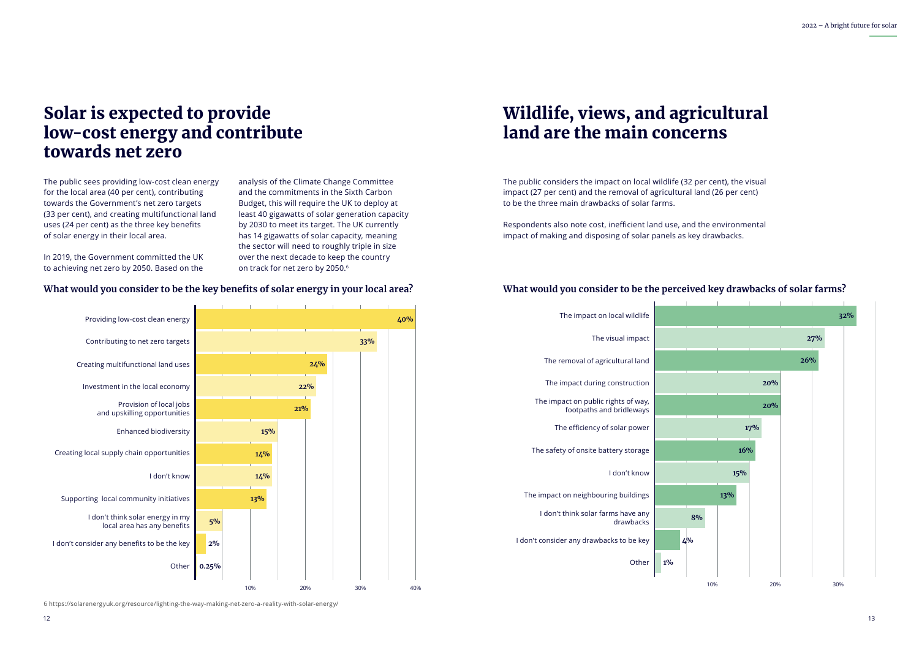# Solar is expected to provide low-cost energy and contribute towards net zero

The public sees providing low-cost clean energy for the local area (40 per cent), contributing towards the Government's net zero targets (33 per cent), and creating multifunctional land uses (24 per cent) as the three key benefits of solar energy in their local area.

In 2019, the Government committed the UK to achieving net zero by 2050. Based on the analysis of the Climate Change Committee and the commitments in the Sixth Carbon Budget, this will require the UK to deploy at least 40 gigawatts of solar generation capacity by 2030 to meet its target. The UK currently has 14 gigawatts of solar capacity, meaning the sector will need to roughly triple in size over the next decade to keep the country on track for net zero by 2050.[6]

### What would you consider to be the key benefits of solar energy in your local area?

| Benefit | % |
| --- | --- |
| Providing low-cost clean energy | 40% |
| Contributing to net zero targets | 33% |
| Creating multifunctional land uses | 24% |
| Investment in the local economy | 22% |
| Provision of local jobs and upskilling opportunities | 21% |
| Enhanced biodiversity | 15% |
| Creating local supply chain opportunities | 14% |
| I don't know | 14% |
| Supporting local community initiatives | 13% |
| I don't think solar energy in my local area has any benefits | 5% |
| I don't consider any benefits to be the key | 2% |
| Other | 0.25% |

# Wildlife, views, and agricultural land are the main concerns

The public considers the impact on local wildlife (32 per cent), the visual impact (27 per cent) and the removal of agricultural land (26 per cent) to be the three main drawbacks of solar farms.

Respondents also note cost, inefficient land use, and the environmental impact of making and disposing of solar panels as key drawbacks.

### What would you consider to be the perceived key drawbacks of solar farms?

| Drawback | % |
| --- | --- |
| The impact on local wildlife | 32% |
| The visual impact | 27% |
| The removal of agricultural land | 26% |
| The impact during construction | 20% |
| The impact on public rights of way, footpaths and bridleways | 20% |
| The efficiency of solar power | 17% |
| The safety of onsite battery storage | 16% |
| I don't know | 15% |
| The impact on neighbouring buildings | 13% |
| I don't think solar farms have any drawbacks | 8% |
| I don't consider any drawbacks to be key | 4% |
| Other | 1% |

6 https://solarenergyuk.org/resource/lighting-the-way-making-net-zero-a-reality-with-solar-energy/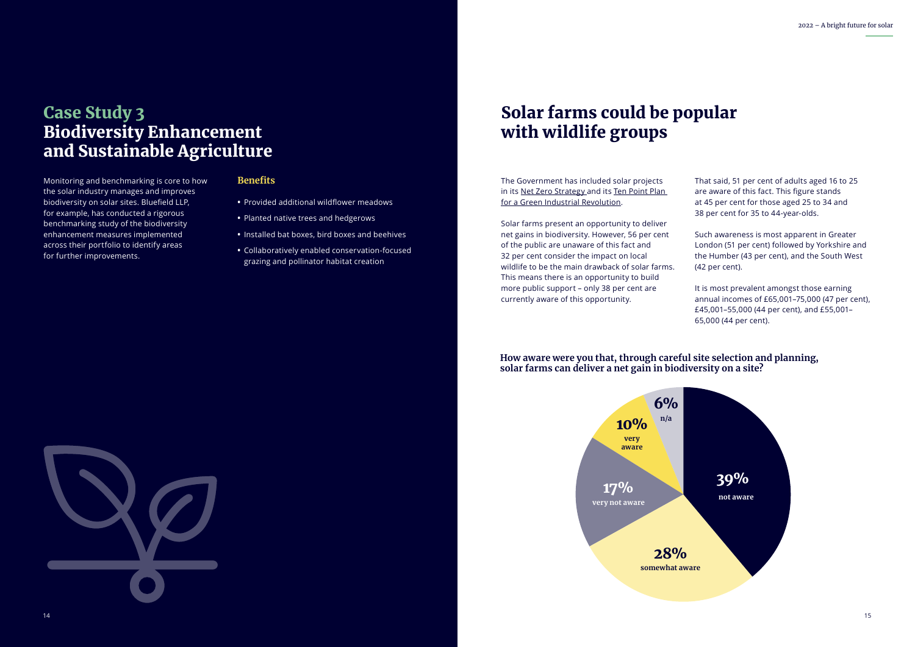## Case Study 3
## Biodiversity Enhancement and Sustainable Agriculture

Monitoring and benchmarking is core to how the solar industry manages and improves biodiversity on solar sites. Bluefield LLP, for example, has conducted a rigorous benchmarking study of the biodiversity enhancement measures implemented across their portfolio to identify areas for further improvements.

### Benefits

- Provided additional wildflower meadows
- Planted native trees and hedgerows
- Installed bat boxes, bird boxes and beehives
- Collaboratively enabled conservation-focused grazing and pollinator habitat creation

# Solar farms could be popular with wildlife groups

The Government has included solar projects in its Net Zero Strategy and its Ten Point Plan for a Green Industrial Revolution.

Solar farms present an opportunity to deliver net gains in biodiversity. However, 56 per cent of the public are unaware of this fact and 32 per cent consider the impact on local wildlife to be the main drawback of solar farms. This means there is an opportunity to build more public support – only 38 per cent are currently aware of this opportunity.

That said, 51 per cent of adults aged 16 to 25 are aware of this fact. This figure stands at 45 per cent for those aged 25 to 34 and 38 per cent for 35 to 44-year-olds.

Such awareness is most apparent in Greater London (51 per cent) followed by Yorkshire and the Humber (43 per cent), and the South West (42 per cent).

It is most prevalent amongst those earning annual incomes of £65,001–75,000 (47 per cent), £45,001–55,000 (44 per cent), and £55,001–65,000 (44 per cent).

**How aware were you that, through careful site selection and planning, solar farms can deliver a net gain in biodiversity on a site?**

| Response | Percentage |
|---|---|
| not aware | 39% |
| somewhat aware | 28% |
| very not aware | 17% |
| very aware | 10% |
| n/a | 6% |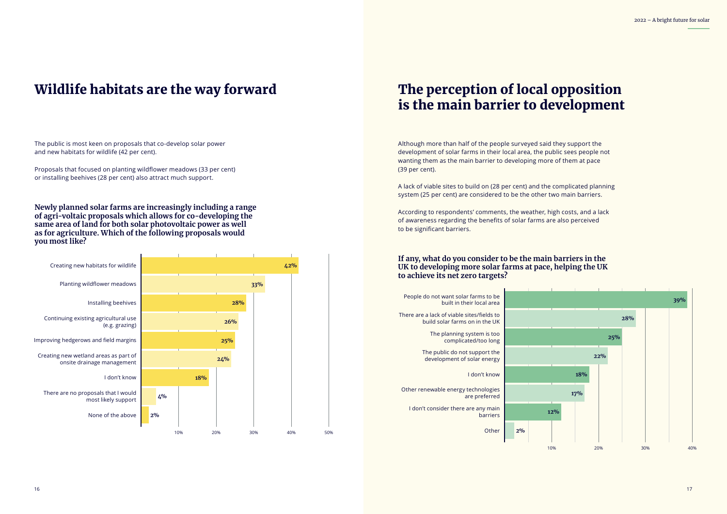# Wildlife habitats are the way forward

The public is most keen on proposals that co-develop solar power and new habitats for wildlife (42 per cent).

Proposals that focused on planting wildflower meadows (33 per cent) or installing beehives (28 per cent) also attract much support.

**Newly planned solar farms are increasingly including a range of agri-voltaic proposals which allows for co-developing the same area of land for both solar photovoltaic power as well as for agriculture. Which of the following proposals would you most like?**

| Proposal | % |
| --- | --- |
| Creating new habitats for wildlife | 42% |
| Planting wildflower meadows | 33% |
| Installing beehives | 28% |
| Continuing existing agricultural use (e.g. grazing) | 26% |
| Improving hedgerows and field margins | 25% |
| Creating new wetland areas as part of onsite drainage management | 24% |
| I don't know | 18% |
| There are no proposals that I would most likely support | 4% |
| None of the above | 2% |

# The perception of local opposition is the main barrier to development

Although more than half of the people surveyed said they support the development of solar farms in their local area, the public sees people not wanting them as the main barrier to developing more of them at pace (39 per cent).

A lack of viable sites to build on (28 per cent) and the complicated planning system (25 per cent) are considered to be the other two main barriers.

According to respondents' comments, the weather, high costs, and a lack of awareness regarding the benefits of solar farms are also perceived to be significant barriers.

**If any, what do you consider to be the main barriers in the UK to developing more solar farms at pace, helping the UK to achieve its net zero targets?**

| Barrier | % |
| --- | --- |
| People do not want solar farms to be built in their local area | 39% |
| There are a lack of viable sites/fields to build solar farms on in the UK | 28% |
| The planning system is too complicated/too long | 25% |
| The public do not support the development of solar energy | 22% |
| I don't know | 18% |
| Other renewable energy technologies are preferred | 17% |
| I don't consider there are any main barriers | 12% |
| Other | 2% |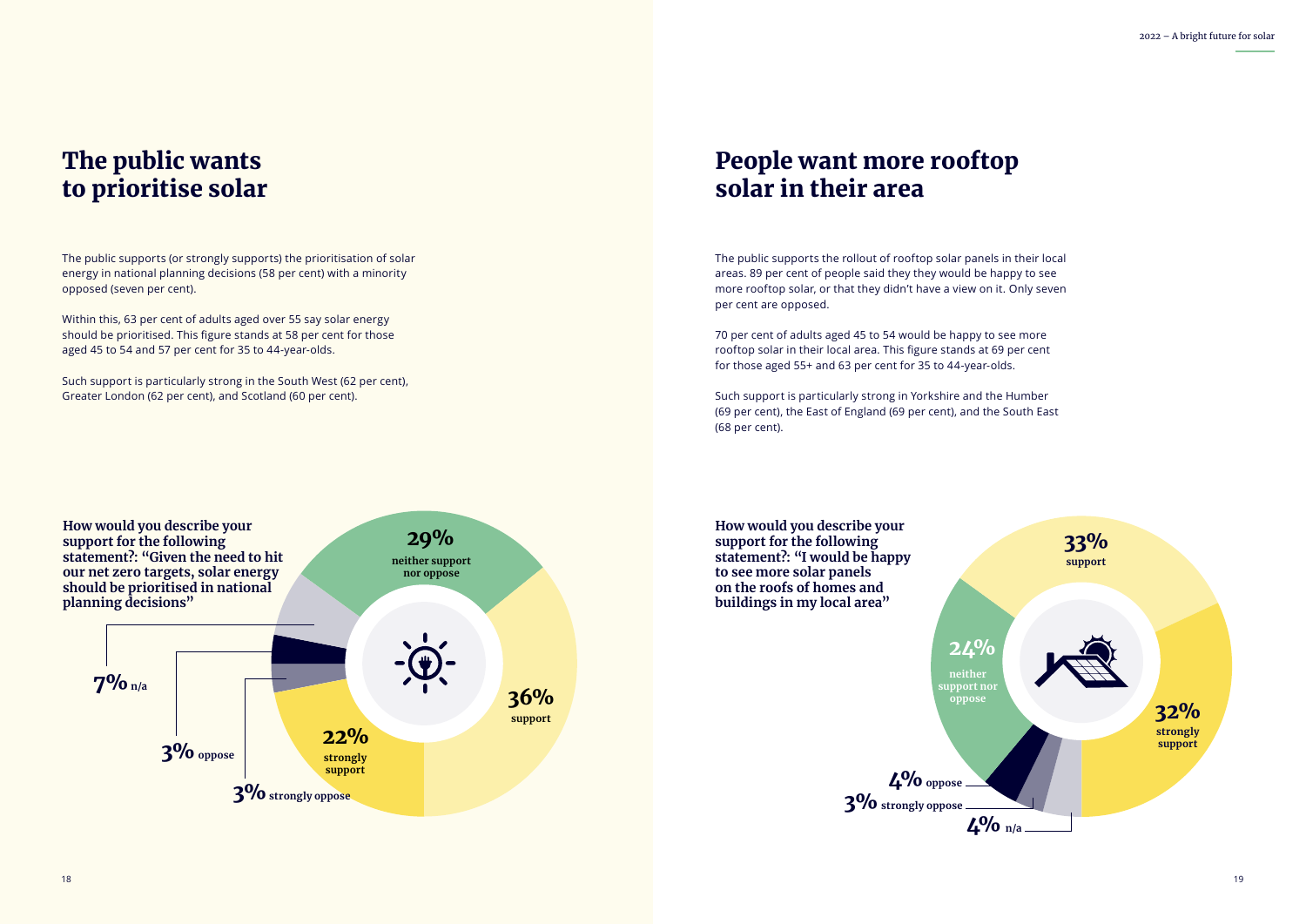# The public wants to prioritise solar

The public supports (or strongly supports) the prioritisation of solar energy in national planning decisions (58 per cent) with a minority opposed (seven per cent).

Within this, 63 per cent of adults aged over 55 say solar energy should be prioritised. This figure stands at 58 per cent for those aged 45 to 54 and 57 per cent for 35 to 44-year-olds.

Such support is particularly strong in the South West (62 per cent), Greater London (62 per cent), and Scotland (60 per cent).

**How would you describe your support for the following statement?: "Given the need to hit our net zero targets, solar energy should be prioritised in national planning decisions"**

- 29% neither support nor oppose
- 36% support
- 22% strongly support
- 3% strongly oppose
- 3% oppose
- 7% n/a

# People want more rooftop solar in their area

The public supports the rollout of rooftop solar panels in their local areas. 89 per cent of people said they they would be happy to see more rooftop solar, or that they didn't have a view on it. Only seven per cent are opposed.

70 per cent of adults aged 45 to 54 would be happy to see more rooftop solar in their local area. This figure stands at 69 per cent for those aged 55+ and 63 per cent for 35 to 44-year-olds.

Such support is particularly strong in Yorkshire and the Humber (69 per cent), the East of England (69 per cent), and the South East (68 per cent).

**How would you describe your support for the following statement?: "I would be happy to see more solar panels on the roofs of homes and buildings in my local area"**

- 33% support
- 32% strongly support
- 4% n/a
- 3% strongly oppose
- 4% oppose
- 24% neither support nor oppose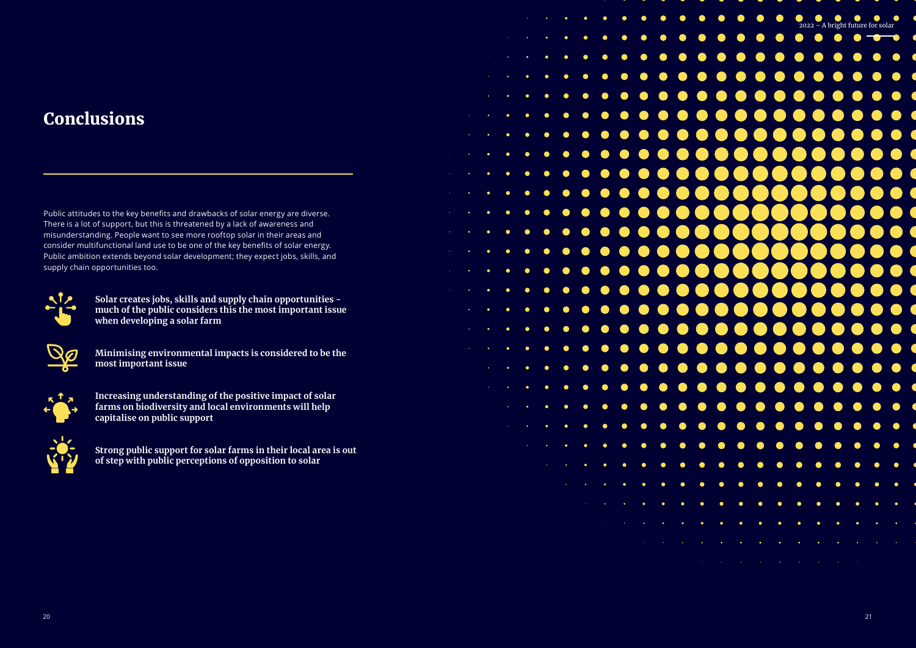# Conclusions

Public attitudes to the key benefits and drawbacks of solar energy are diverse. There is a lot of support, but this is threatened by a lack of awareness and misunderstanding. People want to see more rooftop solar in their areas and consider multifunctional land use to be one of the key benefits of solar energy. Public ambition extends beyond solar development; they expect jobs, skills, and supply chain opportunities too.

**Solar creates jobs, skills and supply chain opportunities - much of the public considers this the most important issue when developing a solar farm**

**Minimising environmental impacts is considered to be the most important issue**

**Increasing understanding of the positive impact of solar farms on biodiversity and local environments will help capitalise on public support**

**Strong public support for solar farms in their local area is out of step with public perceptions of opposition to solar**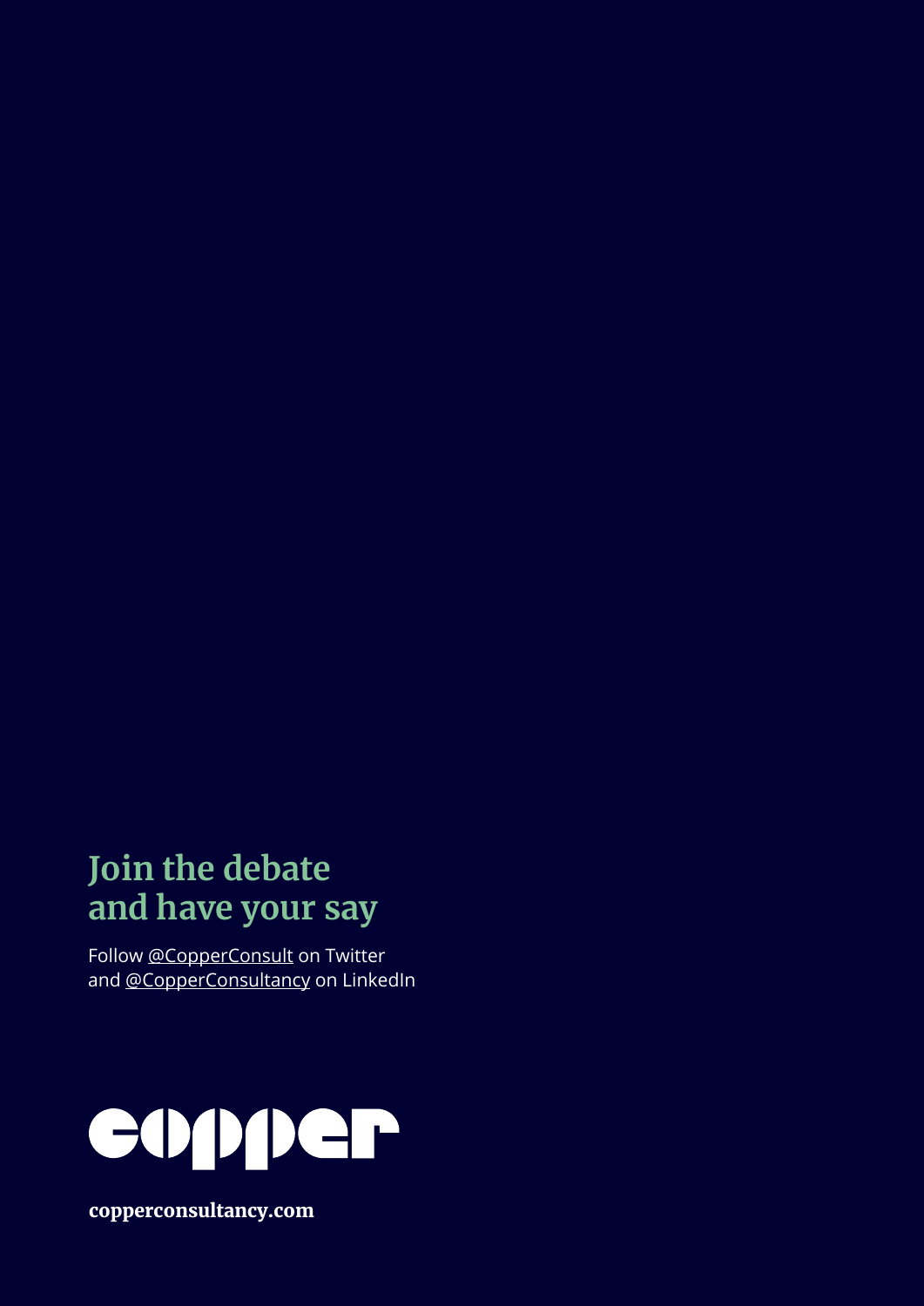## Join the debate and have your say

Follow @CopperConsult on Twitter
and @CopperConsultancy on LinkedIn

copper

**copperconsultancy.com**